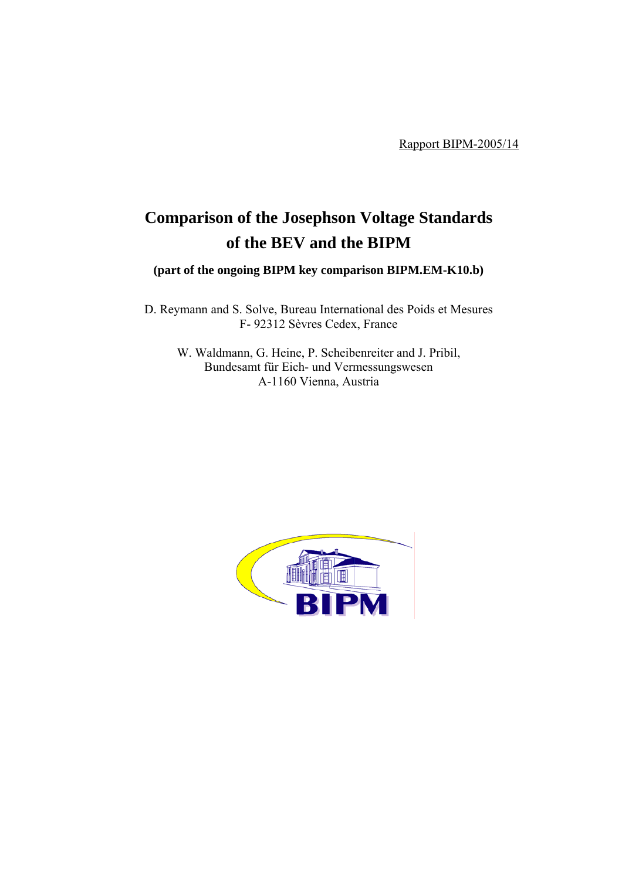Rapport BIPM-2005/14

# Comparison of the Josephson Voltage Standards of the BEV and the BIPM

**(part of the ongoing BIPM key comparison BIPM.EM-K10.b)**

D. Reymann and S. Solve, Bureau International des Poids et Mesures
F- 92312 Sèvres Cedex, France

W. Waldmann, G. Heine, P. Scheibenreiter and J. Pribil,
Bundesamt für Eich- und Vermessungswesen
A-1160 Vienna, Austria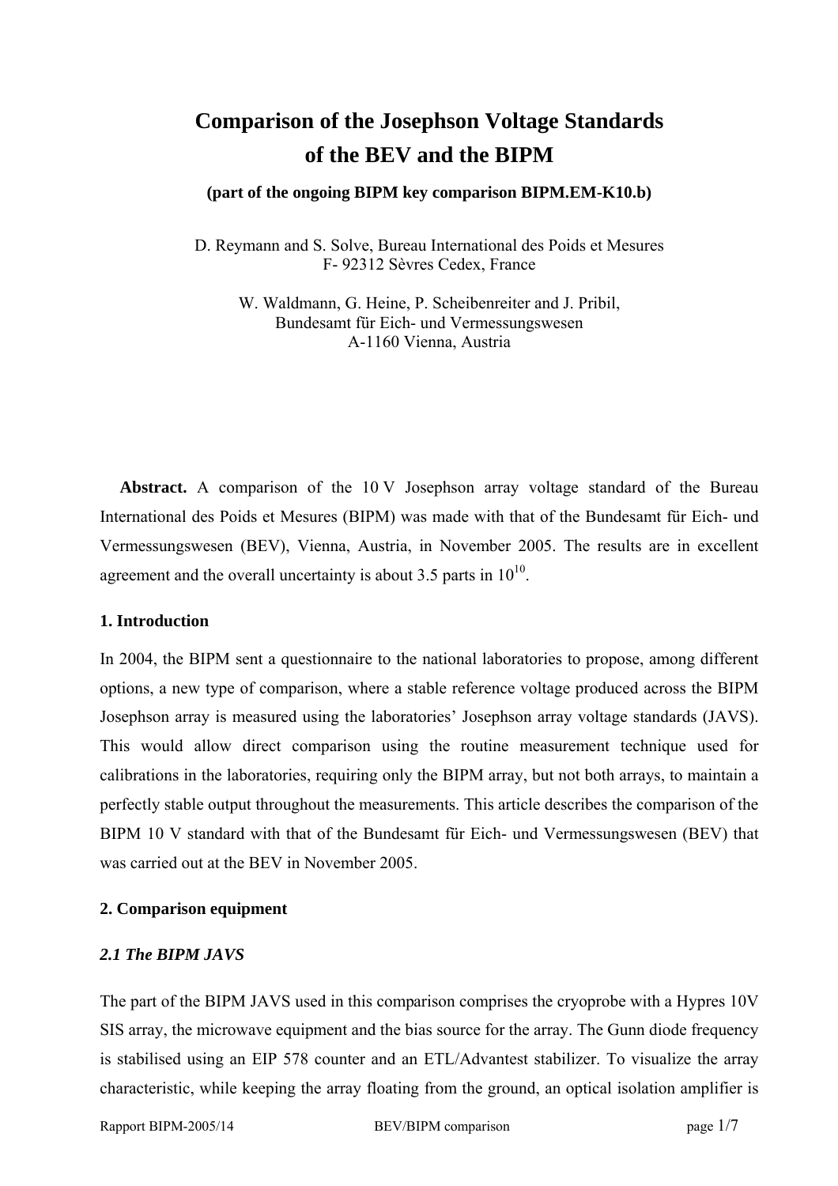# Comparison of the Josephson Voltage Standards of the BEV and the BIPM

**(part of the ongoing BIPM key comparison BIPM.EM-K10.b)**

D. Reymann and S. Solve, Bureau International des Poids et Mesures
F- 92312 Sèvres Cedex, France

W. Waldmann, G. Heine, P. Scheibenreiter and J. Pribil,
Bundesamt für Eich- und Vermessungswesen
A-1160 Vienna, Austria

**Abstract.** A comparison of the 10 V Josephson array voltage standard of the Bureau International des Poids et Mesures (BIPM) was made with that of the Bundesamt für Eich- und Vermessungswesen (BEV), Vienna, Austria, in November 2005. The results are in excellent agreement and the overall uncertainty is about 3.5 parts in $10^{10}$.

## 1. Introduction

In 2004, the BIPM sent a questionnaire to the national laboratories to propose, among different options, a new type of comparison, where a stable reference voltage produced across the BIPM Josephson array is measured using the laboratories' Josephson array voltage standards (JAVS). This would allow direct comparison using the routine measurement technique used for calibrations in the laboratories, requiring only the BIPM array, but not both arrays, to maintain a perfectly stable output throughout the measurements. This article describes the comparison of the BIPM 10 V standard with that of the Bundesamt für Eich- und Vermessungswesen (BEV) that was carried out at the BEV in November 2005.

## 2. Comparison equipment

### *2.1 The BIPM JAVS*

The part of the BIPM JAVS used in this comparison comprises the cryoprobe with a Hypres 10V SIS array, the microwave equipment and the bias source for the array. The Gunn diode frequency is stabilised using an EIP 578 counter and an ETL/Advantest stabilizer. To visualize the array characteristic, while keeping the array floating from the ground, an optical isolation amplifier is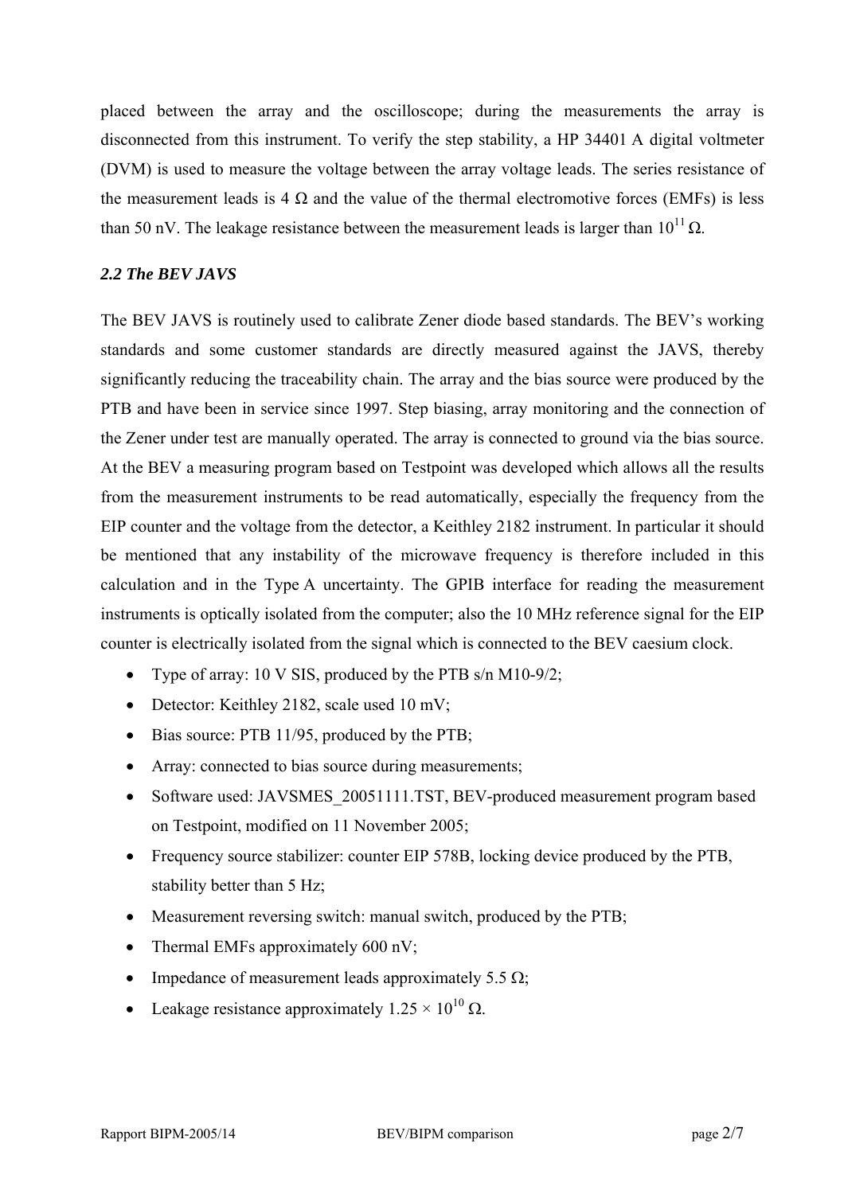placed between the array and the oscilloscope; during the measurements the array is disconnected from this instrument. To verify the step stability, a HP 34401 A digital voltmeter (DVM) is used to measure the voltage between the array voltage leads. The series resistance of the measurement leads is 4 Ω and the value of the thermal electromotive forces (EMFs) is less than 50 nV. The leakage resistance between the measurement leads is larger than $10^{11}$ Ω.

### *2.2 The BEV JAVS*

The BEV JAVS is routinely used to calibrate Zener diode based standards. The BEV's working standards and some customer standards are directly measured against the JAVS, thereby significantly reducing the traceability chain. The array and the bias source were produced by the PTB and have been in service since 1997. Step biasing, array monitoring and the connection of the Zener under test are manually operated. The array is connected to ground via the bias source. At the BEV a measuring program based on Testpoint was developed which allows all the results from the measurement instruments to be read automatically, especially the frequency from the EIP counter and the voltage from the detector, a Keithley 2182 instrument. In particular it should be mentioned that any instability of the microwave frequency is therefore included in this calculation and in the Type A uncertainty. The GPIB interface for reading the measurement instruments is optically isolated from the computer; also the 10 MHz reference signal for the EIP counter is electrically isolated from the signal which is connected to the BEV caesium clock.

- Type of array: 10 V SIS, produced by the PTB s/n M10-9/2;
- Detector: Keithley 2182, scale used 10 mV;
- Bias source: PTB 11/95, produced by the PTB;
- Array: connected to bias source during measurements;
- Software used: JAVSMES_20051111.TST, BEV-produced measurement program based on Testpoint, modified on 11 November 2005;
- Frequency source stabilizer: counter EIP 578B, locking device produced by the PTB, stability better than 5 Hz;
- Measurement reversing switch: manual switch, produced by the PTB;
- Thermal EMFs approximately 600 nV;
- Impedance of measurement leads approximately 5.5 Ω;
- Leakage resistance approximately $1.25 \times 10^{10}$ Ω.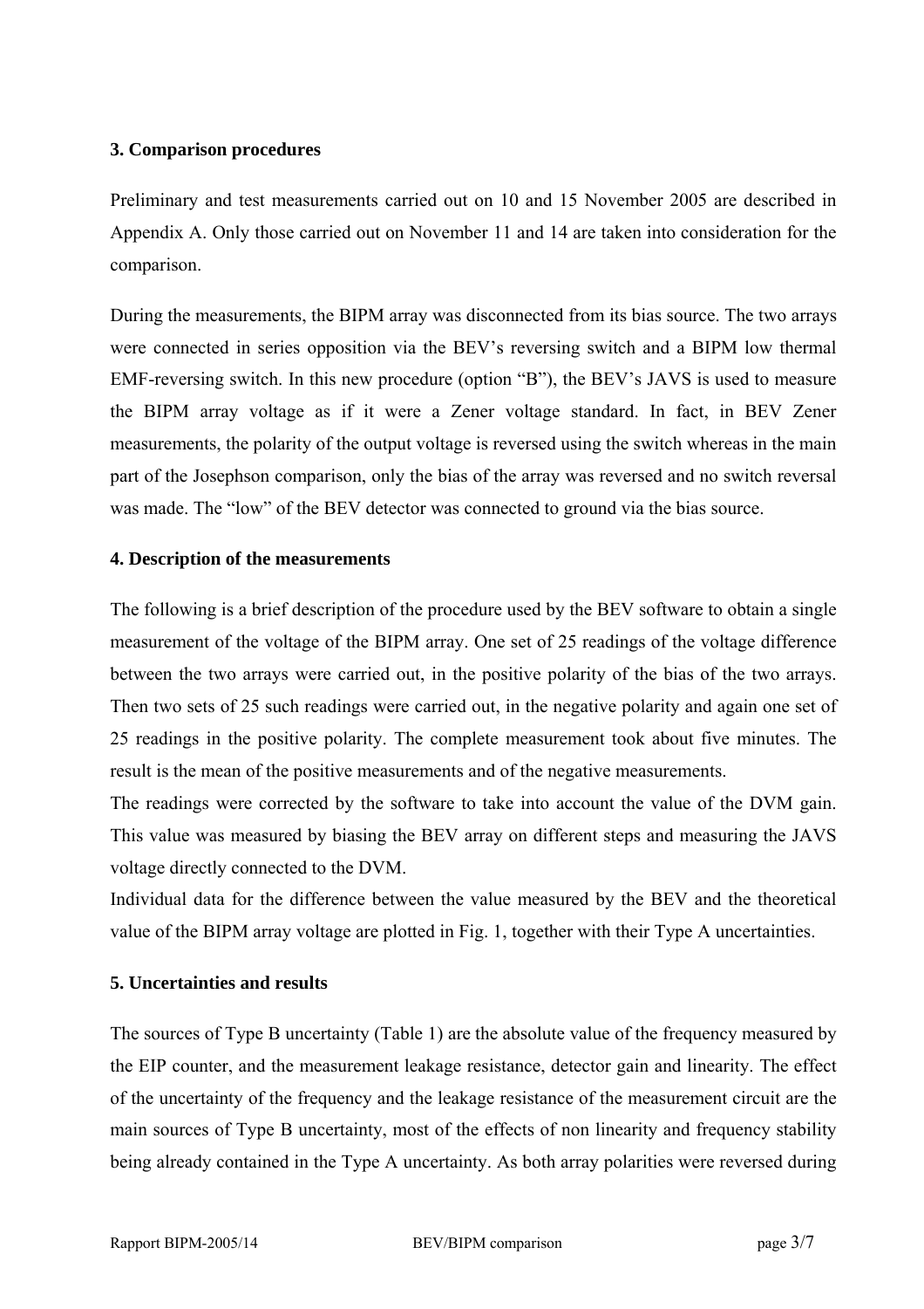### 3. Comparison procedures

Preliminary and test measurements carried out on 10 and 15 November 2005 are described in Appendix A. Only those carried out on November 11 and 14 are taken into consideration for the comparison.

During the measurements, the BIPM array was disconnected from its bias source. The two arrays were connected in series opposition via the BEV's reversing switch and a BIPM low thermal EMF-reversing switch. In this new procedure (option "B"), the BEV's JAVS is used to measure the BIPM array voltage as if it were a Zener voltage standard. In fact, in BEV Zener measurements, the polarity of the output voltage is reversed using the switch whereas in the main part of the Josephson comparison, only the bias of the array was reversed and no switch reversal was made. The "low" of the BEV detector was connected to ground via the bias source.

### 4. Description of the measurements

The following is a brief description of the procedure used by the BEV software to obtain a single measurement of the voltage of the BIPM array. One set of 25 readings of the voltage difference between the two arrays were carried out, in the positive polarity of the bias of the two arrays. Then two sets of 25 such readings were carried out, in the negative polarity and again one set of 25 readings in the positive polarity. The complete measurement took about five minutes. The result is the mean of the positive measurements and of the negative measurements.

The readings were corrected by the software to take into account the value of the DVM gain. This value was measured by biasing the BEV array on different steps and measuring the JAVS voltage directly connected to the DVM.

Individual data for the difference between the value measured by the BEV and the theoretical value of the BIPM array voltage are plotted in Fig. 1, together with their Type A uncertainties.

### 5. Uncertainties and results

The sources of Type B uncertainty (Table 1) are the absolute value of the frequency measured by the EIP counter, and the measurement leakage resistance, detector gain and linearity. The effect of the uncertainty of the frequency and the leakage resistance of the measurement circuit are the main sources of Type B uncertainty, most of the effects of non linearity and frequency stability being already contained in the Type A uncertainty. As both array polarities were reversed during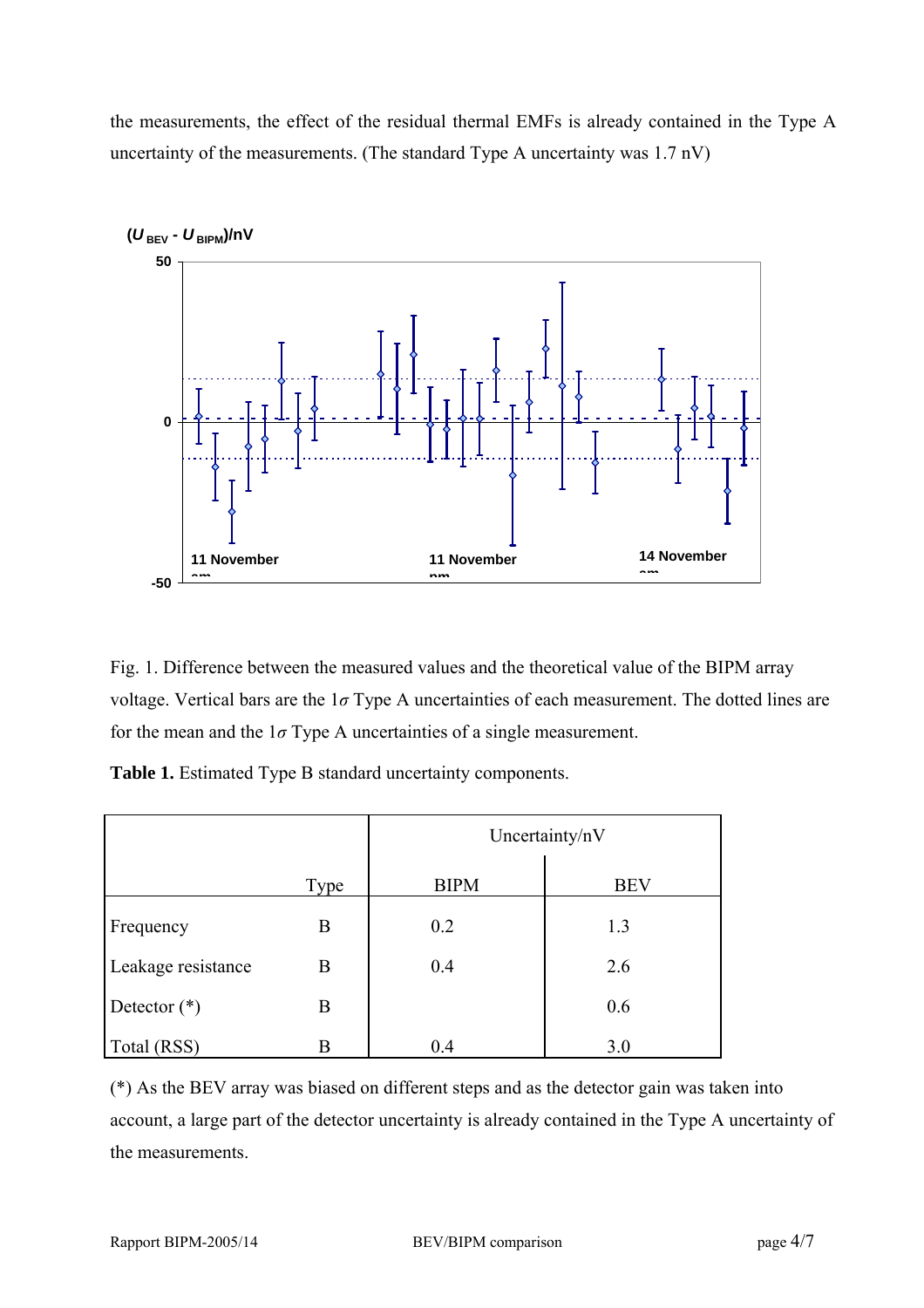the measurements, the effect of the residual thermal EMFs is already contained in the Type A uncertainty of the measurements. (The standard Type A uncertainty was 1.7 nV)

Fig. 1. Difference between the measured values and the theoretical value of the BIPM array voltage. Vertical bars are the 1$\sigma$ Type A uncertainties of each measurement. The dotted lines are for the mean and the 1$\sigma$ Type A uncertainties of a single measurement.

**Table 1.** Estimated Type B standard uncertainty components.

| | Type | Uncertainty/nV | |
|---|---|---|---|
| | | BIPM | BEV |
| Frequency | B | 0.2 | 1.3 |
| Leakage resistance | B | 0.4 | 2.6 |
| Detector (*) | B | | 0.6 |
| Total (RSS) | B | 0.4 | 3.0 |

(*) As the BEV array was biased on different steps and as the detector gain was taken into account, a large part of the detector uncertainty is already contained in the Type A uncertainty of the measurements.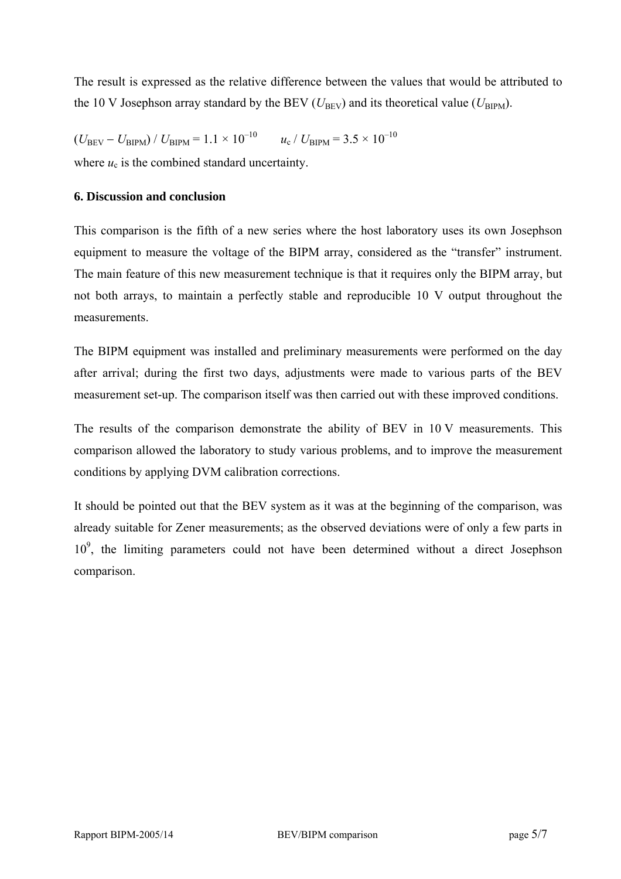The result is expressed as the relative difference between the values that would be attributed to the 10 V Josephson array standard by the BEV ($U_{BEV}$) and its theoretical value ($U_{BIPM}$).

$(U_{BEV} - U_{BIPM}) / U_{BIPM} = 1.1 \times 10^{-10}$ $\quad$ $u_c / U_{BIPM} = 3.5 \times 10^{-10}$

where $u_c$ is the combined standard uncertainty.

### 6. Discussion and conclusion

This comparison is the fifth of a new series where the host laboratory uses its own Josephson equipment to measure the voltage of the BIPM array, considered as the "transfer" instrument. The main feature of this new measurement technique is that it requires only the BIPM array, but not both arrays, to maintain a perfectly stable and reproducible 10 V output throughout the measurements.

The BIPM equipment was installed and preliminary measurements were performed on the day after arrival; during the first two days, adjustments were made to various parts of the BEV measurement set-up. The comparison itself was then carried out with these improved conditions.

The results of the comparison demonstrate the ability of BEV in 10 V measurements. This comparison allowed the laboratory to study various problems, and to improve the measurement conditions by applying DVM calibration corrections.

It should be pointed out that the BEV system as it was at the beginning of the comparison, was already suitable for Zener measurements; as the observed deviations were of only a few parts in $10^9$, the limiting parameters could not have been determined without a direct Josephson comparison.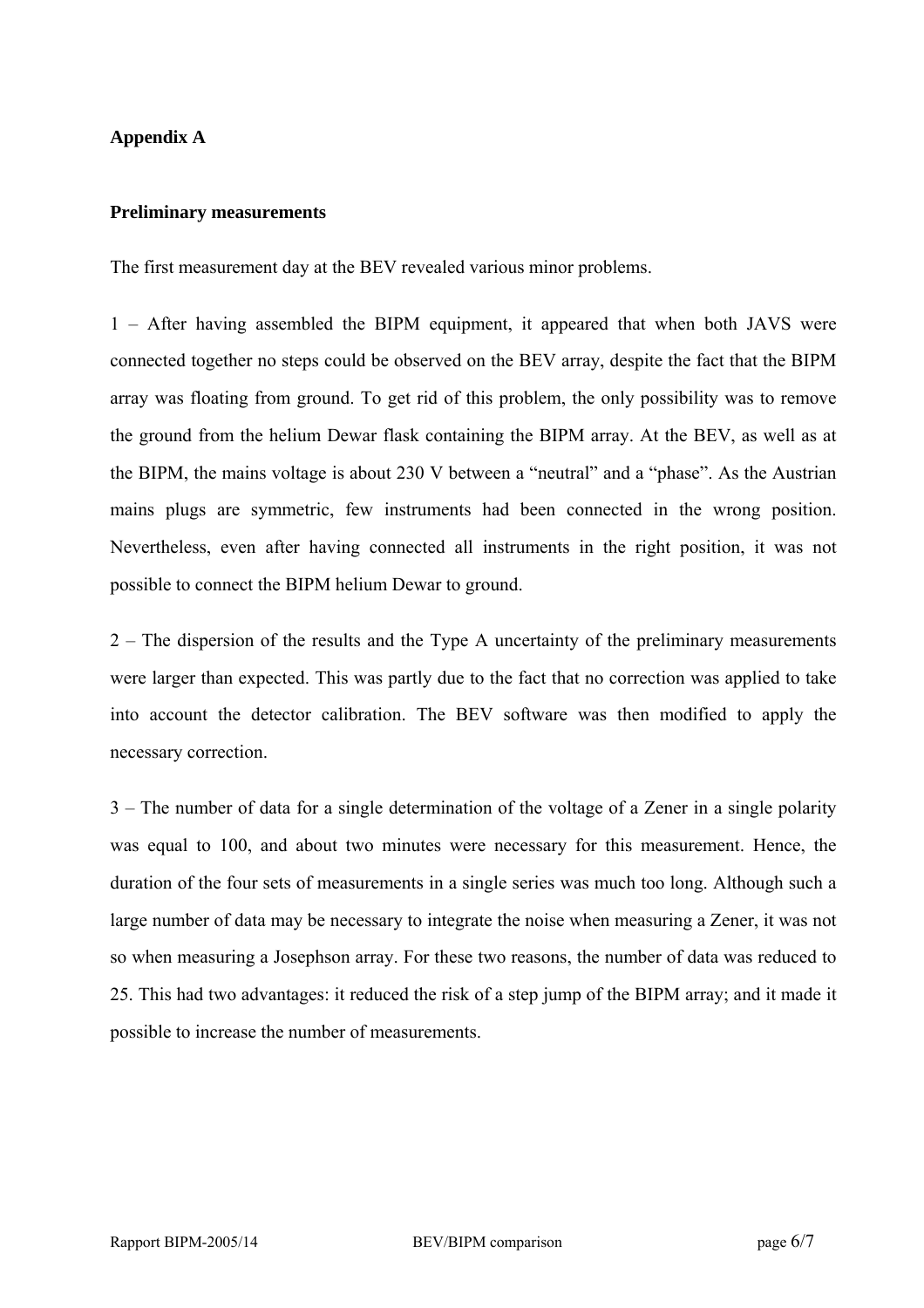# Appendix A

## Preliminary measurements

The first measurement day at the BEV revealed various minor problems.

1 – After having assembled the BIPM equipment, it appeared that when both JAVS were connected together no steps could be observed on the BEV array, despite the fact that the BIPM array was floating from ground. To get rid of this problem, the only possibility was to remove the ground from the helium Dewar flask containing the BIPM array. At the BEV, as well as at the BIPM, the mains voltage is about 230 V between a "neutral" and a "phase". As the Austrian mains plugs are symmetric, few instruments had been connected in the wrong position. Nevertheless, even after having connected all instruments in the right position, it was not possible to connect the BIPM helium Dewar to ground.

2 – The dispersion of the results and the Type A uncertainty of the preliminary measurements were larger than expected. This was partly due to the fact that no correction was applied to take into account the detector calibration. The BEV software was then modified to apply the necessary correction.

3 – The number of data for a single determination of the voltage of a Zener in a single polarity was equal to 100, and about two minutes were necessary for this measurement. Hence, the duration of the four sets of measurements in a single series was much too long. Although such a large number of data may be necessary to integrate the noise when measuring a Zener, it was not so when measuring a Josephson array. For these two reasons, the number of data was reduced to 25. This had two advantages: it reduced the risk of a step jump of the BIPM array; and it made it possible to increase the number of measurements.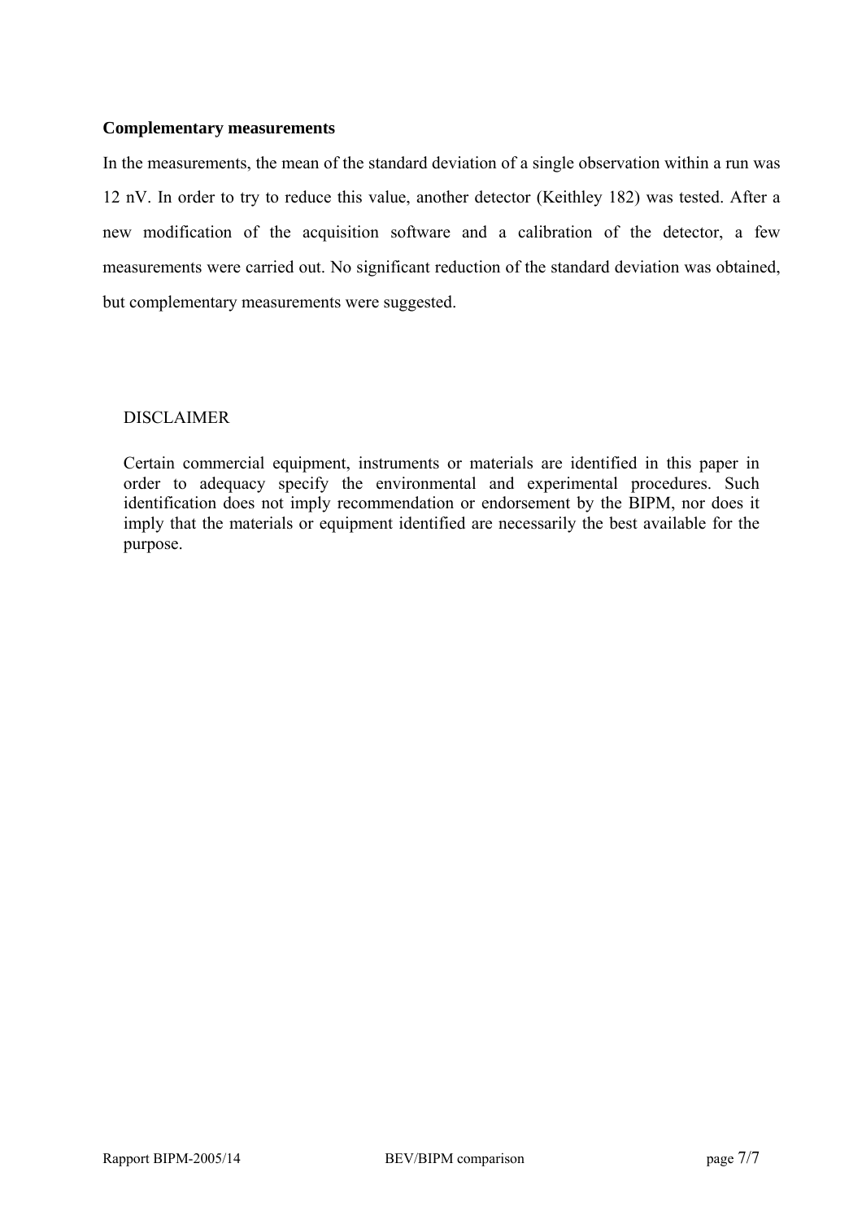### Complementary measurements

In the measurements, the mean of the standard deviation of a single observation within a run was 12 nV. In order to try to reduce this value, another detector (Keithley 182) was tested. After a new modification of the acquisition software and a calibration of the detector, a few measurements were carried out. No significant reduction of the standard deviation was obtained, but complementary measurements were suggested.

DISCLAIMER

Certain commercial equipment, instruments or materials are identified in this paper in order to adequacy specify the environmental and experimental procedures. Such identification does not imply recommendation or endorsement by the BIPM, nor does it imply that the materials or equipment identified are necessarily the best available for the purpose.